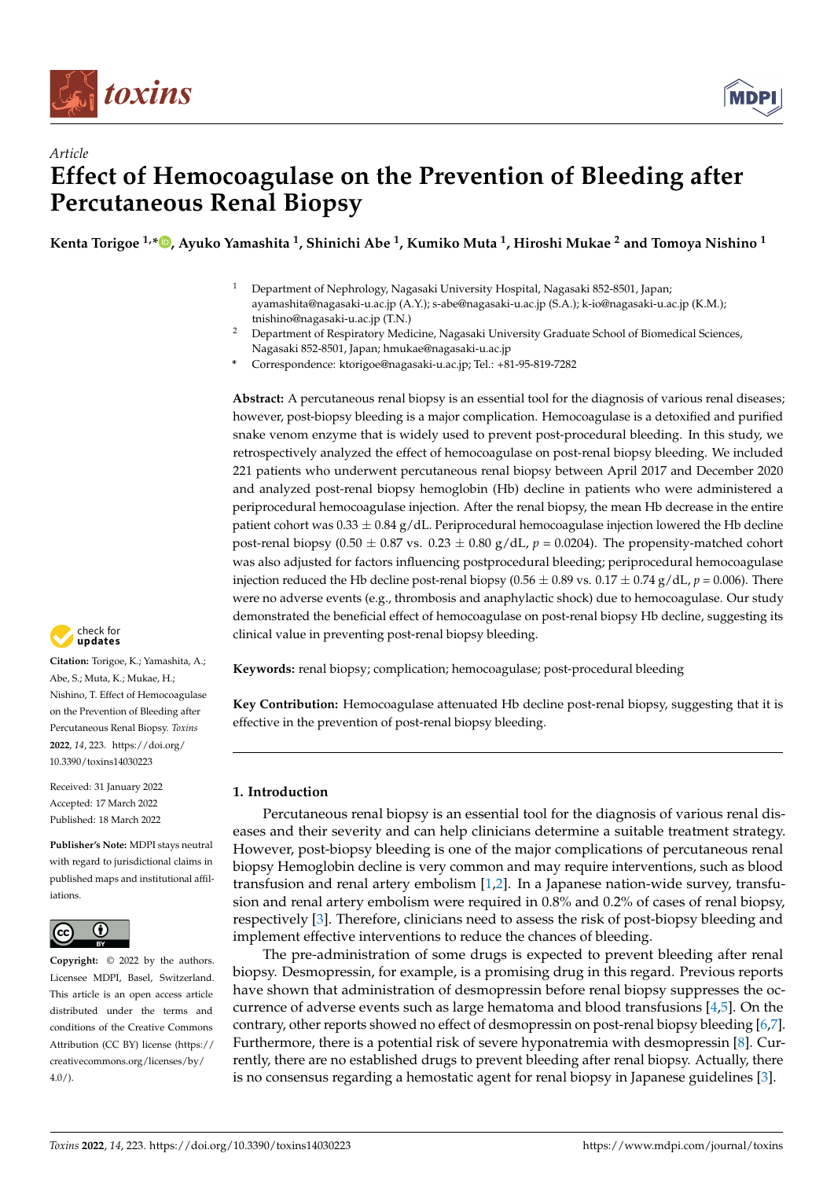Article

# Effect of Hemocoagulase on the Prevention of Bleeding after Percutaneous Renal Biopsy

**Kenta Torigoe [1,*], Ayuko Yamashita [1], Shinichi Abe [1], Kumiko Muta [1], Hiroshi Mukae [2] and Tomoya Nishino [1]**

[1] Department of Nephrology, Nagasaki University Hospital, Nagasaki 852-8501, Japan; ayamashita@nagasaki-u.ac.jp (A.Y.); s-abe@nagasaki-u.ac.jp (S.A.); k-io@nagasaki-u.ac.jp (K.M.); tnishino@nagasaki-u.ac.jp (T.N.)

[2] Department of Respiratory Medicine, Nagasaki University Graduate School of Biomedical Sciences, Nagasaki 852-8501, Japan; hmukae@nagasaki-u.ac.jp

* Correspondence: ktorigoe@nagasaki-u.ac.jp; Tel.: +81-95-819-7282

**Abstract:** A percutaneous renal biopsy is an essential tool for the diagnosis of various renal diseases; however, post-biopsy bleeding is a major complication. Hemocoagulase is a detoxified and purified snake venom enzyme that is widely used to prevent post-procedural bleeding. In this study, we retrospectively analyzed the effect of hemocoagulase on post-renal biopsy bleeding. We included 221 patients who underwent percutaneous renal biopsy between April 2017 and December 2020 and analyzed post-renal biopsy hemoglobin (Hb) decline in patients who were administered a periprocedural hemocoagulase injection. After the renal biopsy, the mean Hb decrease in the entire patient cohort was $0.33 \pm 0.84$ g/dL. Periprocedural hemocoagulase injection lowered the Hb decline post-renal biopsy ($0.50 \pm 0.87$ vs. $0.23 \pm 0.80$ g/dL, $p = 0.0204$). The propensity-matched cohort was also adjusted for factors influencing postprocedural bleeding; periprocedural hemocoagulase injection reduced the Hb decline post-renal biopsy ($0.56 \pm 0.89$ vs. $0.17 \pm 0.74$ g/dL, $p = 0.006$). There were no adverse events (e.g., thrombosis and anaphylactic shock) due to hemocoagulase. Our study demonstrated the beneficial effect of hemocoagulase on post-renal biopsy Hb decline, suggesting its clinical value in preventing post-renal biopsy bleeding.

**Keywords:** renal biopsy; complication; hemocoagulase; post-procedural bleeding

**Key Contribution:** Hemocoagulase attenuated Hb decline post-renal biopsy, suggesting that it is effective in the prevention of post-renal biopsy bleeding.

**Citation:** Torigoe, K.; Yamashita, A.; Abe, S.; Muta, K.; Mukae, H.; Nishino, T. Effect of Hemocoagulase on the Prevention of Bleeding after Percutaneous Renal Biopsy. *Toxins* **2022**, *14*, 223. https://doi.org/10.3390/toxins14030223

Received: 31 January 2022
Accepted: 17 March 2022
Published: 18 March 2022

**Publisher's Note:** MDPI stays neutral with regard to jurisdictional claims in published maps and institutional affiliations.

**Copyright:** © 2022 by the authors. Licensee MDPI, Basel, Switzerland. This article is an open access article distributed under the terms and conditions of the Creative Commons Attribution (CC BY) license (https://creativecommons.org/licenses/by/4.0/).

## 1. Introduction

Percutaneous renal biopsy is an essential tool for the diagnosis of various renal diseases and their severity and can help clinicians determine a suitable treatment strategy. However, post-biopsy bleeding is one of the major complications of percutaneous renal biopsy Hemoglobin decline is very common and may require interventions, such as blood transfusion and renal artery embolism [1,2]. In a Japanese nation-wide survey, transfusion and renal artery embolism were required in 0.8% and 0.2% of cases of renal biopsy, respectively [3]. Therefore, clinicians need to assess the risk of post-biopsy bleeding and implement effective interventions to reduce the chances of bleeding.

The pre-administration of some drugs is expected to prevent bleeding after renal biopsy. Desmopressin, for example, is a promising drug in this regard. Previous reports have shown that administration of desmopressin before renal biopsy suppresses the occurrence of adverse events such as large hematoma and blood transfusions [4,5]. On the contrary, other reports showed no effect of desmopressin on post-renal biopsy bleeding [6,7]. Furthermore, there is a potential risk of severe hyponatremia with desmopressin [8]. Currently, there are no established drugs to prevent bleeding after renal biopsy. Actually, there is no consensus regarding a hemostatic agent for renal biopsy in Japanese guidelines [3].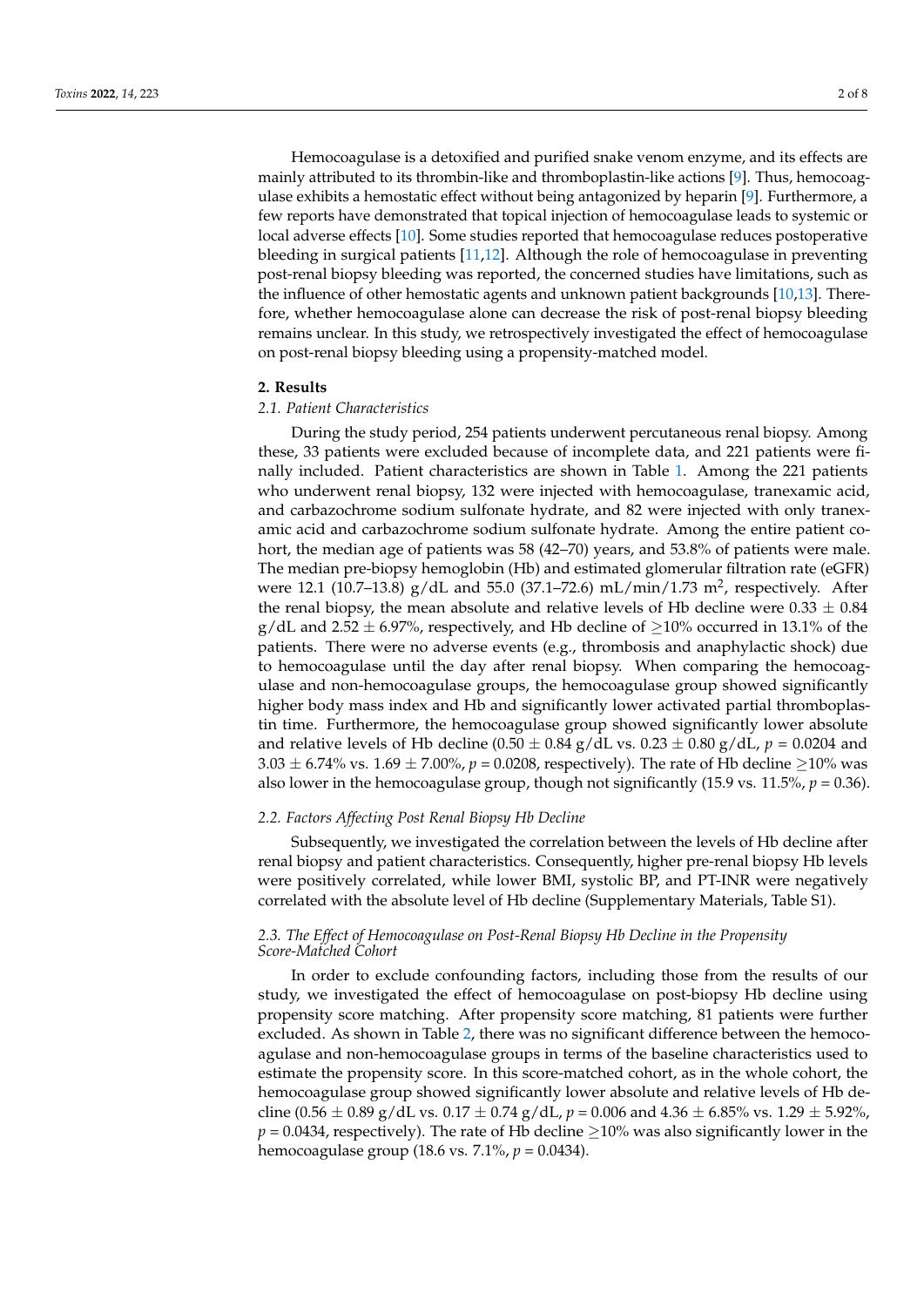Hemocoagulase is a detoxified and purified snake venom enzyme, and its effects are mainly attributed to its thrombin-like and thromboplastin-like actions [9]. Thus, hemocoagulase exhibits a hemostatic effect without being antagonized by heparin [9]. Furthermore, a few reports have demonstrated that topical injection of hemocoagulase leads to systemic or local adverse effects [10]. Some studies reported that hemocoagulase reduces postoperative bleeding in surgical patients [11,12]. Although the role of hemocoagulase in preventing post-renal biopsy bleeding was reported, the concerned studies have limitations, such as the influence of other hemostatic agents and unknown patient backgrounds [10,13]. Therefore, whether hemocoagulase alone can decrease the risk of post-renal biopsy bleeding remains unclear. In this study, we retrospectively investigated the effect of hemocoagulase on post-renal biopsy bleeding using a propensity-matched model.

## 2. Results

### 2.1. Patient Characteristics

During the study period, 254 patients underwent percutaneous renal biopsy. Among these, 33 patients were excluded because of incomplete data, and 221 patients were finally included. Patient characteristics are shown in Table 1. Among the 221 patients who underwent renal biopsy, 132 were injected with hemocoagulase, tranexamic acid, and carbazochrome sodium sulfonate hydrate, and 82 were injected with only tranexamic acid and carbazochrome sodium sulfonate hydrate. Among the entire patient cohort, the median age of patients was 58 (42–70) years, and 53.8% of patients were male. The median pre-biopsy hemoglobin (Hb) and estimated glomerular filtration rate (eGFR) were 12.1 (10.7–13.8) g/dL and 55.0 (37.1–72.6) mL/min/1.73 $m^2$, respectively. After the renal biopsy, the mean absolute and relative levels of Hb decline were $0.33 \pm 0.84$ g/dL and $2.52 \pm 6.97\%$, respectively, and Hb decline of $\geq$10% occurred in 13.1% of the patients. There were no adverse events (e.g., thrombosis and anaphylactic shock) due to hemocoagulase until the day after renal biopsy. When comparing the hemocoagulase and non-hemocoagulase groups, the hemocoagulase group showed significantly higher body mass index and Hb and significantly lower activated partial thromboplastin time. Furthermore, the hemocoagulase group showed significantly lower absolute and relative levels of Hb decline ($0.50 \pm 0.84$ g/dL vs. $0.23 \pm 0.80$ g/dL, $p = 0.0204$ and $3.03 \pm 6.74\%$ vs. $1.69 \pm 7.00\%$, $p = 0.0208$, respectively). The rate of Hb decline $\geq$10% was also lower in the hemocoagulase group, though not significantly (15.9 vs. 11.5%, $p = 0.36$).

### 2.2. Factors Affecting Post Renal Biopsy Hb Decline

Subsequently, we investigated the correlation between the levels of Hb decline after renal biopsy and patient characteristics. Consequently, higher pre-renal biopsy Hb levels were positively correlated, while lower BMI, systolic BP, and PT-INR were negatively correlated with the absolute level of Hb decline (Supplementary Materials, Table S1).

### 2.3. The Effect of Hemocoagulase on Post-Renal Biopsy Hb Decline in the Propensity Score-Matched Cohort

In order to exclude confounding factors, including those from the results of our study, we investigated the effect of hemocoagulase on post-biopsy Hb decline using propensity score matching. After propensity score matching, 81 patients were further excluded. As shown in Table 2, there was no significant difference between the hemocoagulase and non-hemocoagulase groups in terms of the baseline characteristics used to estimate the propensity score. In this score-matched cohort, as in the whole cohort, the hemocoagulase group showed significantly lower absolute and relative levels of Hb decline ($0.56 \pm 0.89$ g/dL vs. $0.17 \pm 0.74$ g/dL, $p = 0.006$ and $4.36 \pm 6.85\%$ vs. $1.29 \pm 5.92\%$, $p = 0.0434$, respectively). The rate of Hb decline $\geq$10% was also significantly lower in the hemocoagulase group (18.6 vs. 7.1%, $p = 0.0434$).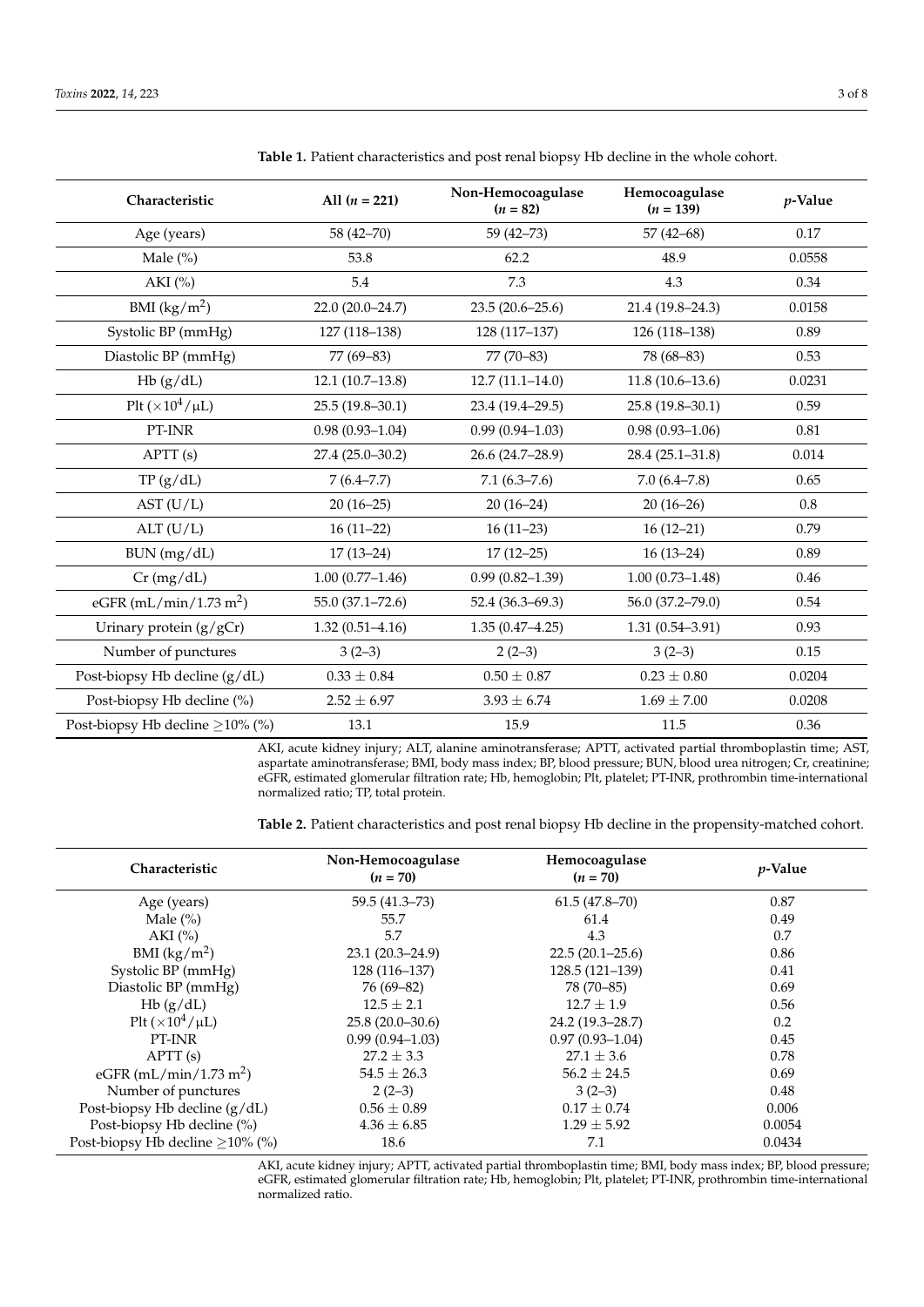**Table 1.** Patient characteristics and post renal biopsy Hb decline in the whole cohort.

| Characteristic | All ($n$ = 221) | Non-Hemocoagulase ($n$ = 82) | Hemocoagulase ($n$ = 139) | $p$-Value |
|---|---|---|---|---|
| Age (years) | 58 (42–70) | 59 (42–73) | 57 (42–68) | 0.17 |
| Male (%) | 53.8 | 62.2 | 48.9 | 0.0558 |
| AKI (%) | 5.4 | 7.3 | 4.3 | 0.34 |
| BMI (kg/m$^2$) | 22.0 (20.0–24.7) | 23.5 (20.6–25.6) | 21.4 (19.8–24.3) | 0.0158 |
| Systolic BP (mmHg) | 127 (118–138) | 128 (117–137) | 126 (118–138) | 0.89 |
| Diastolic BP (mmHg) | 77 (69–83) | 77 (70–83) | 78 (68–83) | 0.53 |
| Hb (g/dL) | 12.1 (10.7–13.8) | 12.7 (11.1–14.0) | 11.8 (10.6–13.6) | 0.0231 |
| Plt ($\times 10^4/\mu$L) | 25.5 (19.8–30.1) | 23.4 (19.4–29.5) | 25.8 (19.8–30.1) | 0.59 |
| PT-INR | 0.98 (0.93–1.04) | 0.99 (0.94–1.03) | 0.98 (0.93–1.06) | 0.81 |
| APTT (s) | 27.4 (25.0–30.2) | 26.6 (24.7–28.9) | 28.4 (25.1–31.8) | 0.014 |
| TP (g/dL) | 7 (6.4–7.7) | 7.1 (6.3–7.6) | 7.0 (6.4–7.8) | 0.65 |
| AST (U/L) | 20 (16–25) | 20 (16–24) | 20 (16–26) | 0.8 |
| ALT (U/L) | 16 (11–22) | 16 (11–23) | 16 (12–21) | 0.79 |
| BUN (mg/dL) | 17 (13–24) | 17 (12–25) | 16 (13–24) | 0.89 |
| Cr (mg/dL) | 1.00 (0.77–1.46) | 0.99 (0.82–1.39) | 1.00 (0.73–1.48) | 0.46 |
| eGFR (mL/min/1.73 m$^2$) | 55.0 (37.1–72.6) | 52.4 (36.3–69.3) | 56.0 (37.2–79.0) | 0.54 |
| Urinary protein (g/gCr) | 1.32 (0.51–4.16) | 1.35 (0.47–4.25) | 1.31 (0.54–3.91) | 0.93 |
| Number of punctures | 3 (2–3) | 2 (2–3) | 3 (2–3) | 0.15 |
| Post-biopsy Hb decline (g/dL) | 0.33 ± 0.84 | 0.50 ± 0.87 | 0.23 ± 0.80 | 0.0204 |
| Post-biopsy Hb decline (%) | 2.52 ± 6.97 | 3.93 ± 6.74 | 1.69 ± 7.00 | 0.0208 |
| Post-biopsy Hb decline ≥10% (%) | 13.1 | 15.9 | 11.5 | 0.36 |

AKI, acute kidney injury; ALT, alanine aminotransferase; APTT, activated partial thromboplastin time; AST, aspartate aminotransferase; BMI, body mass index; BP, blood pressure; BUN, blood urea nitrogen; Cr, creatinine; eGFR, estimated glomerular filtration rate; Hb, hemoglobin; Plt, platelet; PT-INR, prothrombin time-international normalized ratio; TP, total protein.

**Table 2.** Patient characteristics and post renal biopsy Hb decline in the propensity-matched cohort.

| Characteristic | Non-Hemocoagulase ($n$ = 70) | Hemocoagulase ($n$ = 70) | $p$-Value |
|---|---|---|---|
| Age (years) | 59.5 (41.3–73) | 61.5 (47.8–70) | 0.87 |
| Male (%) | 55.7 | 61.4 | 0.49 |
| AKI (%) | 5.7 | 4.3 | 0.7 |
| BMI (kg/m$^2$) | 23.1 (20.3–24.9) | 22.5 (20.1–25.6) | 0.86 |
| Systolic BP (mmHg) | 128 (116–137) | 128.5 (121–139) | 0.41 |
| Diastolic BP (mmHg) | 76 (69–82) | 78 (70–85) | 0.69 |
| Hb (g/dL) | 12.5 ± 2.1 | 12.7 ± 1.9 | 0.56 |
| Plt ($\times 10^4/\mu$L) | 25.8 (20.0–30.6) | 24.2 (19.3–28.7) | 0.2 |
| PT-INR | 0.99 (0.94–1.03) | 0.97 (0.93–1.04) | 0.45 |
| APTT (s) | 27.2 ± 3.3 | 27.1 ± 3.6 | 0.78 |
| eGFR (mL/min/1.73 m$^2$) | 54.5 ± 26.3 | 56.2 ± 24.5 | 0.69 |
| Number of punctures | 2 (2–3) | 3 (2–3) | 0.48 |
| Post-biopsy Hb decline (g/dL) | 0.56 ± 0.89 | 0.17 ± 0.74 | 0.006 |
| Post-biopsy Hb decline (%) | 4.36 ± 6.85 | 1.29 ± 5.92 | 0.0054 |
| Post-biopsy Hb decline ≥10% (%) | 18.6 | 7.1 | 0.0434 |

AKI, acute kidney injury; APTT, activated partial thromboplastin time; BMI, body mass index; BP, blood pressure; eGFR, estimated glomerular filtration rate; Hb, hemoglobin; Plt, platelet; PT-INR, prothrombin time-international normalized ratio.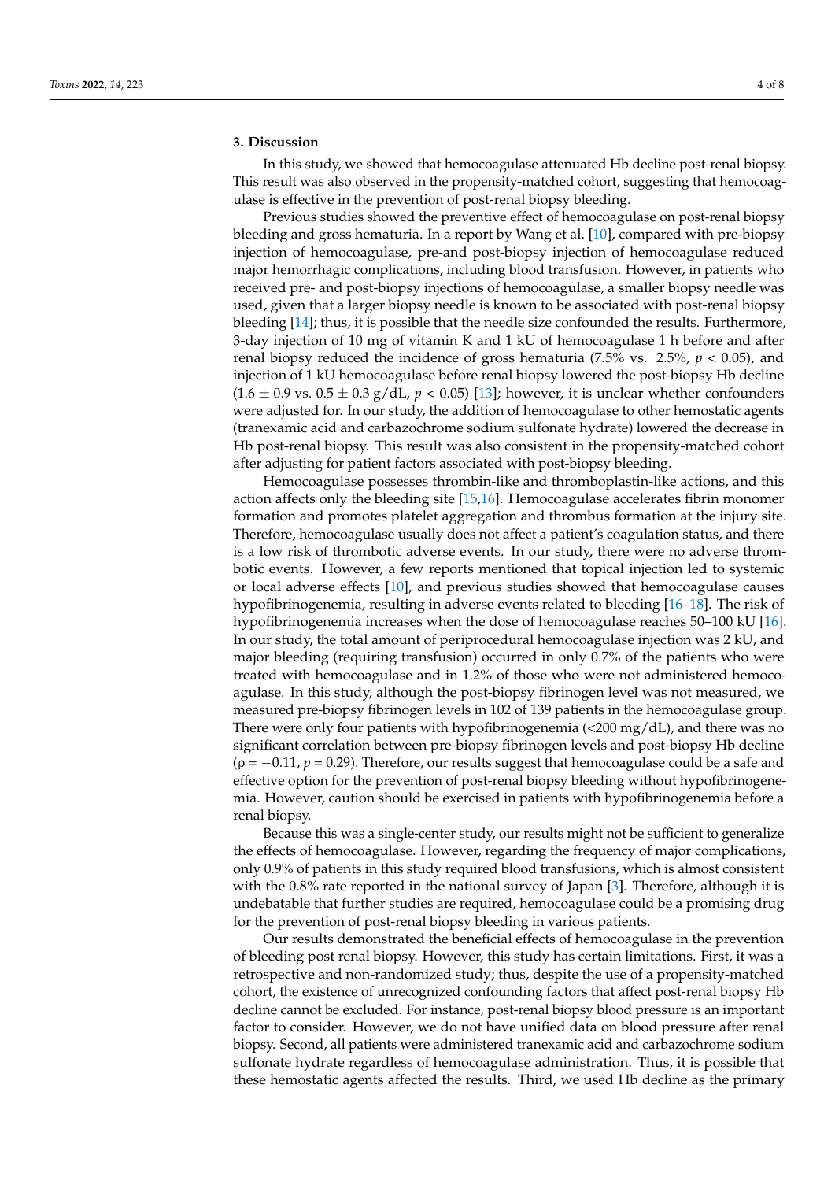## 3. Discussion

In this study, we showed that hemocoagulase attenuated Hb decline post-renal biopsy. This result was also observed in the propensity-matched cohort, suggesting that hemocoagulase is effective in the prevention of post-renal biopsy bleeding.

Previous studies showed the preventive effect of hemocoagulase on post-renal biopsy bleeding and gross hematuria. In a report by Wang et al. [10], compared with pre-biopsy injection of hemocoagulase, pre-and post-biopsy injection of hemocoagulase reduced major hemorrhagic complications, including blood transfusion. However, in patients who received pre- and post-biopsy injections of hemocoagulase, a smaller biopsy needle was used, given that a larger biopsy needle is known to be associated with post-renal biopsy bleeding [14]; thus, it is possible that the needle size confounded the results. Furthermore, 3-day injection of 10 mg of vitamin K and 1 kU of hemocoagulase 1 h before and after renal biopsy reduced the incidence of gross hematuria (7.5% vs. 2.5%, $p < 0.05$), and injection of 1 kU hemocoagulase before renal biopsy lowered the post-biopsy Hb decline ($1.6 \pm 0.9$ vs. $0.5 \pm 0.3$ g/dL, $p < 0.05$) [13]; however, it is unclear whether confounders were adjusted for. In our study, the addition of hemocoagulase to other hemostatic agents (tranexamic acid and carbazochrome sodium sulfonate hydrate) lowered the decrease in Hb post-renal biopsy. This result was also consistent in the propensity-matched cohort after adjusting for patient factors associated with post-biopsy bleeding.

Hemocoagulase possesses thrombin-like and thromboplastin-like actions, and this action affects only the bleeding site [15,16]. Hemocoagulase accelerates fibrin monomer formation and promotes platelet aggregation and thrombus formation at the injury site. Therefore, hemocoagulase usually does not affect a patient's coagulation status, and there is a low risk of thrombotic adverse events. In our study, there were no adverse thrombotic events. However, a few reports mentioned that topical injection led to systemic or local adverse effects [10], and previous studies showed that hemocoagulase causes hypofibrinogenemia, resulting in adverse events related to bleeding [16–18]. The risk of hypofibrinogenemia increases when the dose of hemocoagulase reaches 50–100 kU [16]. In our study, the total amount of periprocedural hemocoagulase injection was 2 kU, and major bleeding (requiring transfusion) occurred in only 0.7% of the patients who were treated with hemocoagulase and in 1.2% of those who were not administered hemocoagulase. In this study, although the post-biopsy fibrinogen level was not measured, we measured pre-biopsy fibrinogen levels in 102 of 139 patients in the hemocoagulase group. There were only four patients with hypofibrinogenemia (<200 mg/dL), and there was no significant correlation between pre-biopsy fibrinogen levels and post-biopsy Hb decline ($\rho = -0.11$, $p = 0.29$). Therefore, our results suggest that hemocoagulase could be a safe and effective option for the prevention of post-renal biopsy bleeding without hypofibrinogenemia. However, caution should be exercised in patients with hypofibrinogenemia before a renal biopsy.

Because this was a single-center study, our results might not be sufficient to generalize the effects of hemocoagulase. However, regarding the frequency of major complications, only 0.9% of patients in this study required blood transfusions, which is almost consistent with the 0.8% rate reported in the national survey of Japan [3]. Therefore, although it is undebatable that further studies are required, hemocoagulase could be a promising drug for the prevention of post-renal biopsy bleeding in various patients.

Our results demonstrated the beneficial effects of hemocoagulase in the prevention of bleeding post renal biopsy. However, this study has certain limitations. First, it was a retrospective and non-randomized study; thus, despite the use of a propensity-matched cohort, the existence of unrecognized confounding factors that affect post-renal biopsy Hb decline cannot be excluded. For instance, post-renal biopsy blood pressure is an important factor to consider. However, we do not have unified data on blood pressure after renal biopsy. Second, all patients were administered tranexamic acid and carbazochrome sodium sulfonate hydrate regardless of hemocoagulase administration. Thus, it is possible that these hemostatic agents affected the results. Third, we used Hb decline as the primary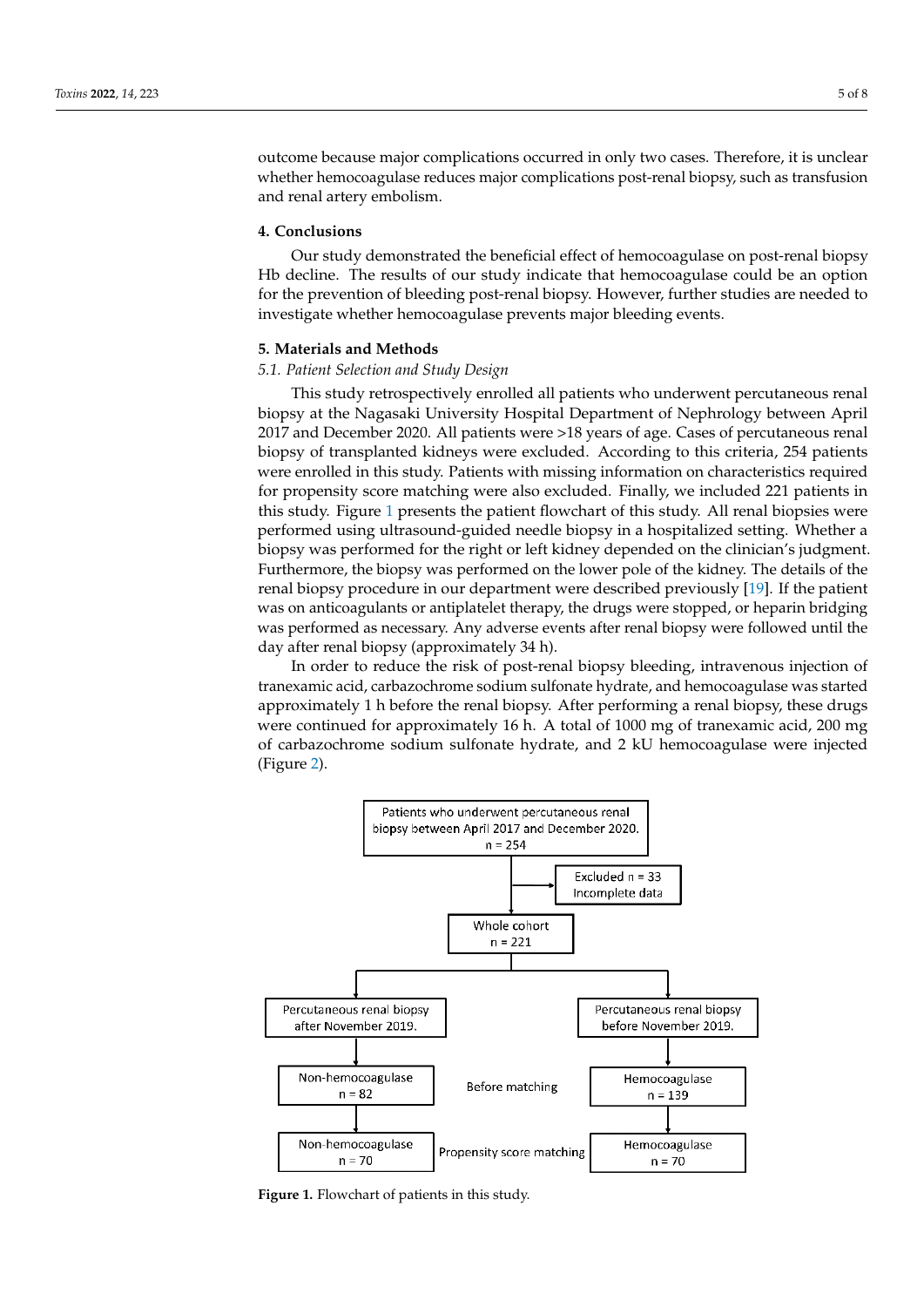outcome because major complications occurred in only two cases. Therefore, it is unclear whether hemocoagulase reduces major complications post-renal biopsy, such as transfusion and renal artery embolism.

## 4. Conclusions

Our study demonstrated the beneficial effect of hemocoagulase on post-renal biopsy Hb decline. The results of our study indicate that hemocoagulase could be an option for the prevention of bleeding post-renal biopsy. However, further studies are needed to investigate whether hemocoagulase prevents major bleeding events.

## 5. Materials and Methods

### *5.1. Patient Selection and Study Design*

This study retrospectively enrolled all patients who underwent percutaneous renal biopsy at the Nagasaki University Hospital Department of Nephrology between April 2017 and December 2020. All patients were >18 years of age. Cases of percutaneous renal biopsy of transplanted kidneys were excluded. According to this criteria, 254 patients were enrolled in this study. Patients with missing information on characteristics required for propensity score matching were also excluded. Finally, we included 221 patients in this study. Figure 1 presents the patient flowchart of this study. All renal biopsies were performed using ultrasound-guided needle biopsy in a hospitalized setting. Whether a biopsy was performed for the right or left kidney depended on the clinician's judgment. Furthermore, the biopsy was performed on the lower pole of the kidney. The details of the renal biopsy procedure in our department were described previously [19]. If the patient was on anticoagulants or antiplatelet therapy, the drugs were stopped, or heparin bridging was performed as necessary. Any adverse events after renal biopsy were followed until the day after renal biopsy (approximately 34 h).

In order to reduce the risk of post-renal biopsy bleeding, intravenous injection of tranexamic acid, carbazochrome sodium sulfonate hydrate, and hemocoagulase was started approximately 1 h before the renal biopsy. After performing a renal biopsy, these drugs were continued for approximately 16 h. A total of 1000 mg of tranexamic acid, 200 mg of carbazochrome sodium sulfonate hydrate, and 2 kU hemocoagulase were injected (Figure 2).

Patients who underwent percutaneous renal biopsy between April 2017 and December 2020. n = 254

Excluded n = 33 Incomplete data

Whole cohort n = 221

Percutaneous renal biopsy after November 2019. → Non-hemocoagulase n = 82 → Non-hemocoagulase n = 70

Percutaneous renal biopsy before November 2019. → Hemocoagulase n = 139 → Hemocoagulase n = 70

Before matching

Propensity score matching

**Figure 1.** Flowchart of patients in this study.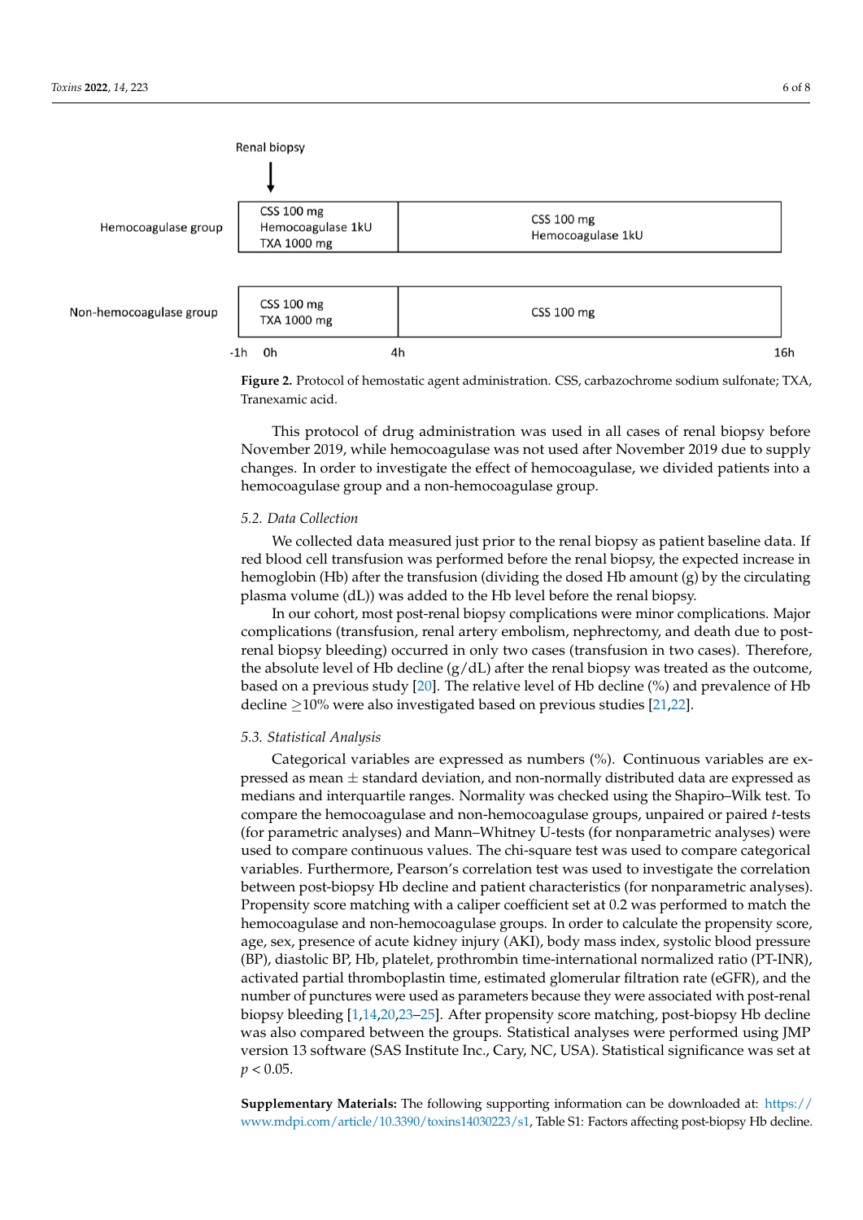Renal biopsy

| | CSS 100 mg, Hemocoagulase 1kU, TXA 1000 mg (0h–4h) | CSS 100 mg, Hemocoagulase 1kU (4h–16h) |
|---|---|---|
| Hemocoagulase group | CSS 100 mg Hemocoagulase 1kU TXA 1000 mg | CSS 100 mg Hemocoagulase 1kU |
| Non-hemocoagulase group | CSS 100 mg TXA 1000 mg | CSS 100 mg |

-1h 0h 4h 16h

**Figure 2.** Protocol of hemostatic agent administration. CSS, carbazochrome sodium sulfonate; TXA, Tranexamic acid.

This protocol of drug administration was used in all cases of renal biopsy before November 2019, while hemocoagulase was not used after November 2019 due to supply changes. In order to investigate the effect of hemocoagulase, we divided patients into a hemocoagulase group and a non-hemocoagulase group.

### 5.2. Data Collection

We collected data measured just prior to the renal biopsy as patient baseline data. If red blood cell transfusion was performed before the renal biopsy, the expected increase in hemoglobin (Hb) after the transfusion (dividing the dosed Hb amount (g) by the circulating plasma volume (dL)) was added to the Hb level before the renal biopsy.

In our cohort, most post-renal biopsy complications were minor complications. Major complications (transfusion, renal artery embolism, nephrectomy, and death due to post-renal biopsy bleeding) occurred in only two cases (transfusion in two cases). Therefore, the absolute level of Hb decline (g/dL) after the renal biopsy was treated as the outcome, based on a previous study [20]. The relative level of Hb decline (%) and prevalence of Hb decline $\geq$10% were also investigated based on previous studies [21,22].

### 5.3. Statistical Analysis

Categorical variables are expressed as numbers (%). Continuous variables are expressed as mean $\pm$ standard deviation, and non-normally distributed data are expressed as medians and interquartile ranges. Normality was checked using the Shapiro–Wilk test. To compare the hemocoagulase and non-hemocoagulase groups, unpaired or paired *t*-tests (for parametric analyses) and Mann–Whitney U-tests (for nonparametric analyses) were used to compare continuous values. The chi-square test was used to compare categorical variables. Furthermore, Pearson's correlation test was used to investigate the correlation between post-biopsy Hb decline and patient characteristics (for nonparametric analyses). Propensity score matching with a caliper coefficient set at 0.2 was performed to match the hemocoagulase and non-hemocoagulase groups. In order to calculate the propensity score, age, sex, presence of acute kidney injury (AKI), body mass index, systolic blood pressure (BP), diastolic BP, Hb, platelet, prothrombin time-international normalized ratio (PT-INR), activated partial thromboplastin time, estimated glomerular filtration rate (eGFR), and the number of punctures were used as parameters because they were associated with post-renal biopsy bleeding [1,14,20,23–25]. After propensity score matching, post-biopsy Hb decline was also compared between the groups. Statistical analyses were performed using JMP version 13 software (SAS Institute Inc., Cary, NC, USA). Statistical significance was set at $p < 0.05$.

**Supplementary Materials:** The following supporting information can be downloaded at: https://www.mdpi.com/article/10.3390/toxins14030223/s1, Table S1: Factors affecting post-biopsy Hb decline.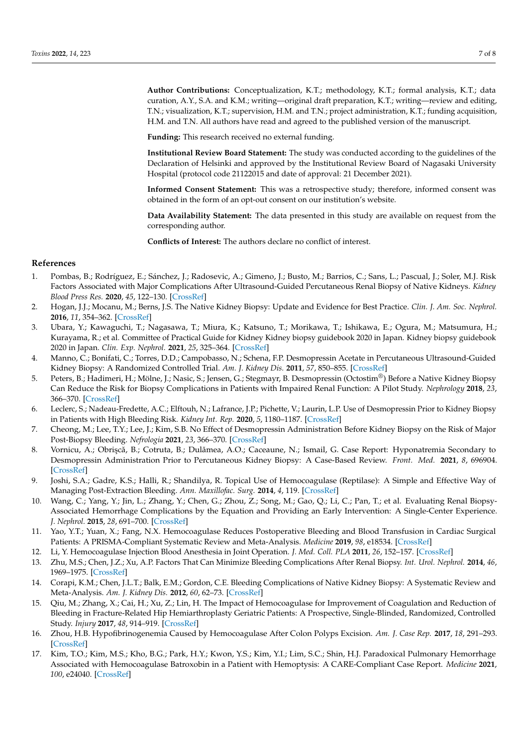**Author Contributions:** Conceptualization, K.T.; methodology, K.T.; formal analysis, K.T.; data curation, A.Y., S.A. and K.M.; writing—original draft preparation, K.T.; writing—review and editing, T.N.; visualization, K.T.; supervision, H.M. and T.N.; project administration, K.T.; funding acquisition, H.M. and T.N. All authors have read and agreed to the published version of the manuscript.

**Funding:** This research received no external funding.

**Institutional Review Board Statement:** The study was conducted according to the guidelines of the Declaration of Helsinki and approved by the Institutional Review Board of Nagasaki University Hospital (protocol code 21122015 and date of approval: 21 December 2021).

**Informed Consent Statement:** This was a retrospective study; therefore, informed consent was obtained in the form of an opt-out consent on our institution's website.

**Data Availability Statement:** The data presented in this study are available on request from the corresponding author.

**Conflicts of Interest:** The authors declare no conflict of interest.

## References

1. Pombas, B.; Rodríguez, E.; Sánchez, J.; Radosevic, A.; Gimeno, J.; Busto, M.; Barrios, C.; Sans, L.; Pascual, J.; Soler, M.J. Risk Factors Associated with Major Complications After Ultrasound-Guided Percutaneous Renal Biopsy of Native Kidneys. *Kidney Blood Press Res.* **2020**, *45*, 122–130. [CrossRef]
2. Hogan, J.J.; Mocanu, M.; Berns, J.S. The Native Kidney Biopsy: Update and Evidence for Best Practice. *Clin. J. Am. Soc. Nephrol.* **2016**, *11*, 354–362. [CrossRef]
3. Ubara, Y.; Kawaguchi, T.; Nagasawa, T.; Miura, K.; Katsuno, T.; Morikawa, T.; Ishikawa, E.; Ogura, M.; Matsumura, H.; Kurayama, R.; et al. Committee of Practical Guide for Kidney Kidney biopsy guidebook 2020 in Japan. Kidney biopsy guidebook 2020 in Japan. *Clin. Exp. Nephrol.* **2021**, *25*, 325–364. [CrossRef]
4. Manno, C.; Bonifati, C.; Torres, D.D.; Campobasso, N.; Schena, F.P. Desmopressin Acetate in Percutaneous Ultrasound-Guided Kidney Biopsy: A Randomized Controlled Trial. *Am. J. Kidney Dis.* **2011**, *57*, 850–855. [CrossRef]
5. Peters, B.; Hadimeri, H.; Mölne, J.; Nasic, S.; Jensen, G.; Stegmayr, B. Desmopressin (Octostim®) Before a Native Kidney Biopsy Can Reduce the Risk for Biopsy Complications in Patients with Impaired Renal Function: A Pilot Study. *Nephrology* **2018**, *23*, 366–370. [CrossRef]
6. Leclerc, S.; Nadeau-Fredette, A.C.; Elftouh, N.; Lafrance, J.P.; Pichette, V.; Laurin, L.P. Use of Desmopressin Prior to Kidney Biopsy in Patients with High Bleeding Risk. *Kidney Int. Rep.* **2020**, *5*, 1180–1187. [CrossRef]
7. Cheong, M.; Lee, T.Y.; Lee, J.; Kim, S.B. No Effect of Desmopressin Administration Before Kidney Biopsy on the Risk of Major Post-Biopsy Bleeding. *Nefrologia* **2021**, *23*, 366–370. [CrossRef]
8. Vornicu, A.; Obrişcă, B.; Cotruta, B.; Dulămea, A.O.; Caceaune, N.; Ismail, G. Case Report: Hyponatremia Secondary to Desmopressin Administration Prior to Percutaneous Kidney Biopsy: A Case-Based Review. *Front. Med.* **2021**, *8*, 696904. [CrossRef]
9. Joshi, S.A.; Gadre, K.S.; Halli, R.; Shandilya, R. Topical Use of Hemocoagulase (Reptilase): A Simple and Effective Way of Managing Post-Extraction Bleeding. *Ann. Maxillofac. Surg.* **2014**, *4*, 119. [CrossRef]
10. Wang, C.; Yang, Y.; Jin, L.; Zhang, Y.; Chen, G.; Zhou, Z.; Song, M.; Gao, Q.; Li, C.; Pan, T.; et al. Evaluating Renal Biopsy-Associated Hemorrhage Complications by the Equation and Providing an Early Intervention: A Single-Center Experience. *J. Nephrol.* **2015**, *28*, 691–700. [CrossRef]
11. Yao, Y.T.; Yuan, X.; Fang, N.X. Hemocoagulase Reduces Postoperative Bleeding and Blood Transfusion in Cardiac Surgical Patients: A PRISMA-Compliant Systematic Review and Meta-Analysis. *Medicine* **2019**, *98*, e18534. [CrossRef]
12. Li, Y. Hemocoagulase Injection Blood Anesthesia in Joint Operation. *J. Med. Coll. PLA* **2011**, *26*, 152–157. [CrossRef]
13. Zhu, M.S.; Chen, J.Z.; Xu, A.P. Factors That Can Minimize Bleeding Complications After Renal Biopsy. *Int. Urol. Nephrol.* **2014**, *46*, 1969–1975. [CrossRef]
14. Corapi, K.M.; Chen, J.L.T.; Balk, E.M.; Gordon, C.E. Bleeding Complications of Native Kidney Biopsy: A Systematic Review and Meta-Analysis. *Am. J. Kidney Dis.* **2012**, *60*, 62–73. [CrossRef]
15. Qiu, M.; Zhang, X.; Cai, H.; Xu, Z.; Lin, H. The Impact of Hemocoagulase for Improvement of Coagulation and Reduction of Bleeding in Fracture-Related Hip Hemiarthroplasty Geriatric Patients: A Prospective, Single-Blinded, Randomized, Controlled Study. *Injury* **2017**, *48*, 914–919. [CrossRef]
16. Zhou, H.B. Hypofibrinogenemia Caused by Hemocoagulase After Colon Polyps Excision. *Am. J. Case Rep.* **2017**, *18*, 291–293. [CrossRef]
17. Kim, T.O.; Kim, M.S.; Kho, B.G.; Park, H.Y.; Kwon, Y.S.; Kim, Y.I.; Lim, S.C.; Shin, H.J. Paradoxical Pulmonary Hemorrhage Associated with Hemocoagulase Batroxobin in a Patient with Hemoptysis: A CARE-Compliant Case Report. *Medicine* **2021**, *100*, e24040. [CrossRef]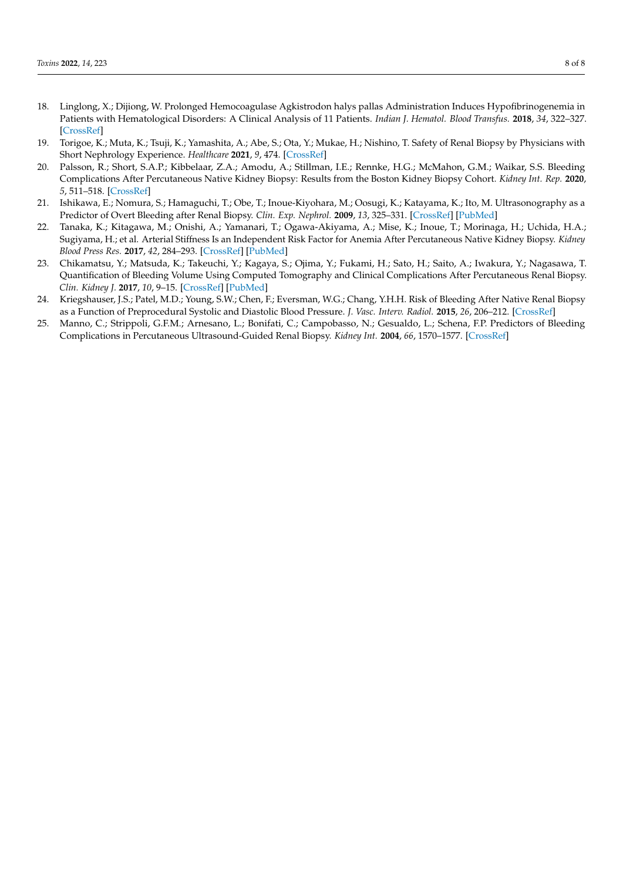18. Linglong, X.; Dijiong, W. Prolonged Hemocoagulase Agkistrodon halys pallas Administration Induces Hypofibrinogenemia in Patients with Hematological Disorders: A Clinical Analysis of 11 Patients. *Indian J. Hematol. Blood Transfus.* **2018**, *34*, 322–327. [CrossRef]
19. Torigoe, K.; Muta, K.; Tsuji, K.; Yamashita, A.; Abe, S.; Ota, Y.; Mukae, H.; Nishino, T. Safety of Renal Biopsy by Physicians with Short Nephrology Experience. *Healthcare* **2021**, *9*, 474. [CrossRef]
20. Palsson, R.; Short, S.A.P.; Kibbelaar, Z.A.; Amodu, A.; Stillman, I.E.; Rennke, H.G.; McMahon, G.M.; Waikar, S.S. Bleeding Complications After Percutaneous Native Kidney Biopsy: Results from the Boston Kidney Biopsy Cohort. *Kidney Int. Rep.* **2020**, *5*, 511–518. [CrossRef]
21. Ishikawa, E.; Nomura, S.; Hamaguchi, T.; Obe, T.; Inoue-Kiyohara, M.; Oosugi, K.; Katayama, K.; Ito, M. Ultrasonography as a Predictor of Overt Bleeding after Renal Biopsy. *Clin. Exp. Nephrol.* **2009**, *13*, 325–331. [CrossRef] [PubMed]
22. Tanaka, K.; Kitagawa, M.; Onishi, A.; Yamanari, T.; Ogawa-Akiyama, A.; Mise, K.; Inoue, T.; Morinaga, H.; Uchida, H.A.; Sugiyama, H.; et al. Arterial Stiffness Is an Independent Risk Factor for Anemia After Percutaneous Native Kidney Biopsy. *Kidney Blood Press Res.* **2017**, *42*, 284–293. [CrossRef] [PubMed]
23. Chikamatsu, Y.; Matsuda, K.; Takeuchi, Y.; Kagaya, S.; Ojima, Y.; Fukami, H.; Sato, H.; Saito, A.; Iwakura, Y.; Nagasawa, T. Quantification of Bleeding Volume Using Computed Tomography and Clinical Complications After Percutaneous Renal Biopsy. *Clin. Kidney J.* **2017**, *10*, 9–15. [CrossRef] [PubMed]
24. Kriegshauser, J.S.; Patel, M.D.; Young, S.W.; Chen, F.; Eversman, W.G.; Chang, Y.H.H. Risk of Bleeding After Native Renal Biopsy as a Function of Preprocedural Systolic and Diastolic Blood Pressure. *J. Vasc. Interv. Radiol.* **2015**, *26*, 206–212. [CrossRef]
25. Manno, C.; Strippoli, G.F.M.; Arnesano, L.; Bonifati, C.; Campobasso, N.; Gesualdo, L.; Schena, F.P. Predictors of Bleeding Complications in Percutaneous Ultrasound-Guided Renal Biopsy. *Kidney Int.* **2004**, *66*, 1570–1577. [CrossRef]